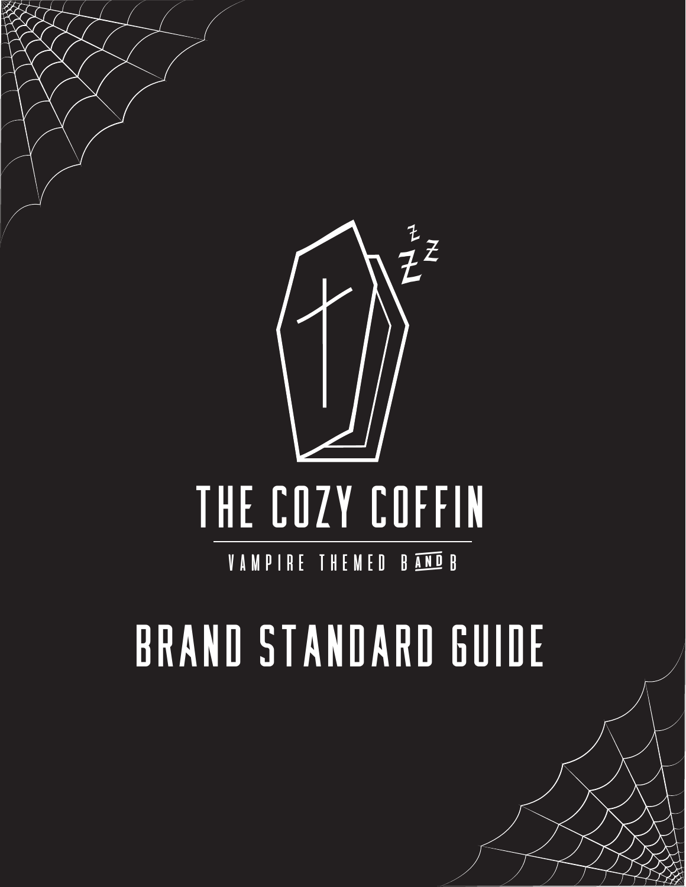# THE COZY COFFIN

VAMPIRE THEMED B AND B

# BRAND STANDARD GUIDE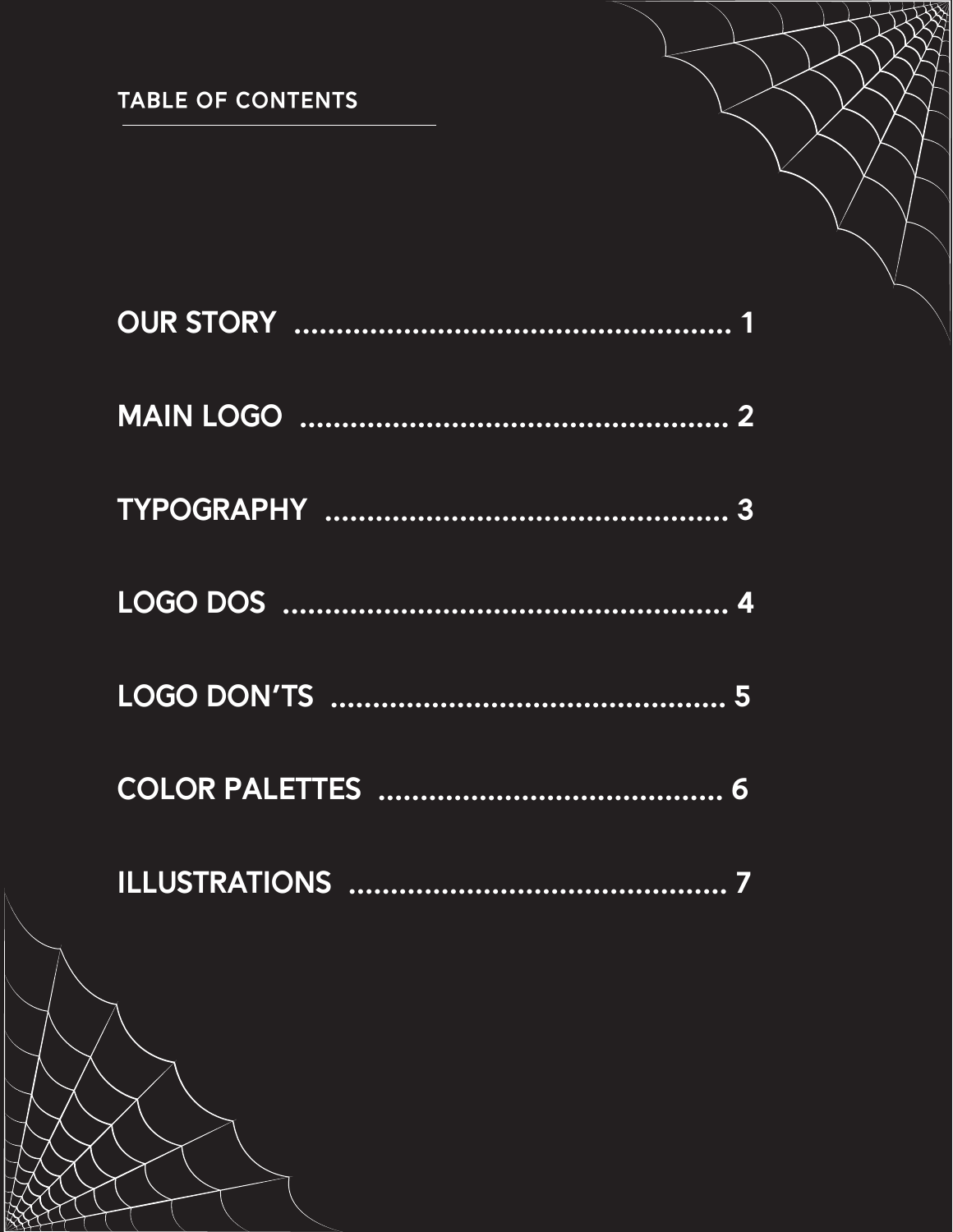## TABLE OF CONTENTS

OUR STORY ..................................................... 1

MAIN LOGO ................................................... 2

TYPOGRAPHY ................................................ 3

LOGO DOS ...................................................... 4

LOGO DON'TS ............................................... 5

COLOR PALETTES ........................................ 6

ILLUSTRATIONS ........................................... 7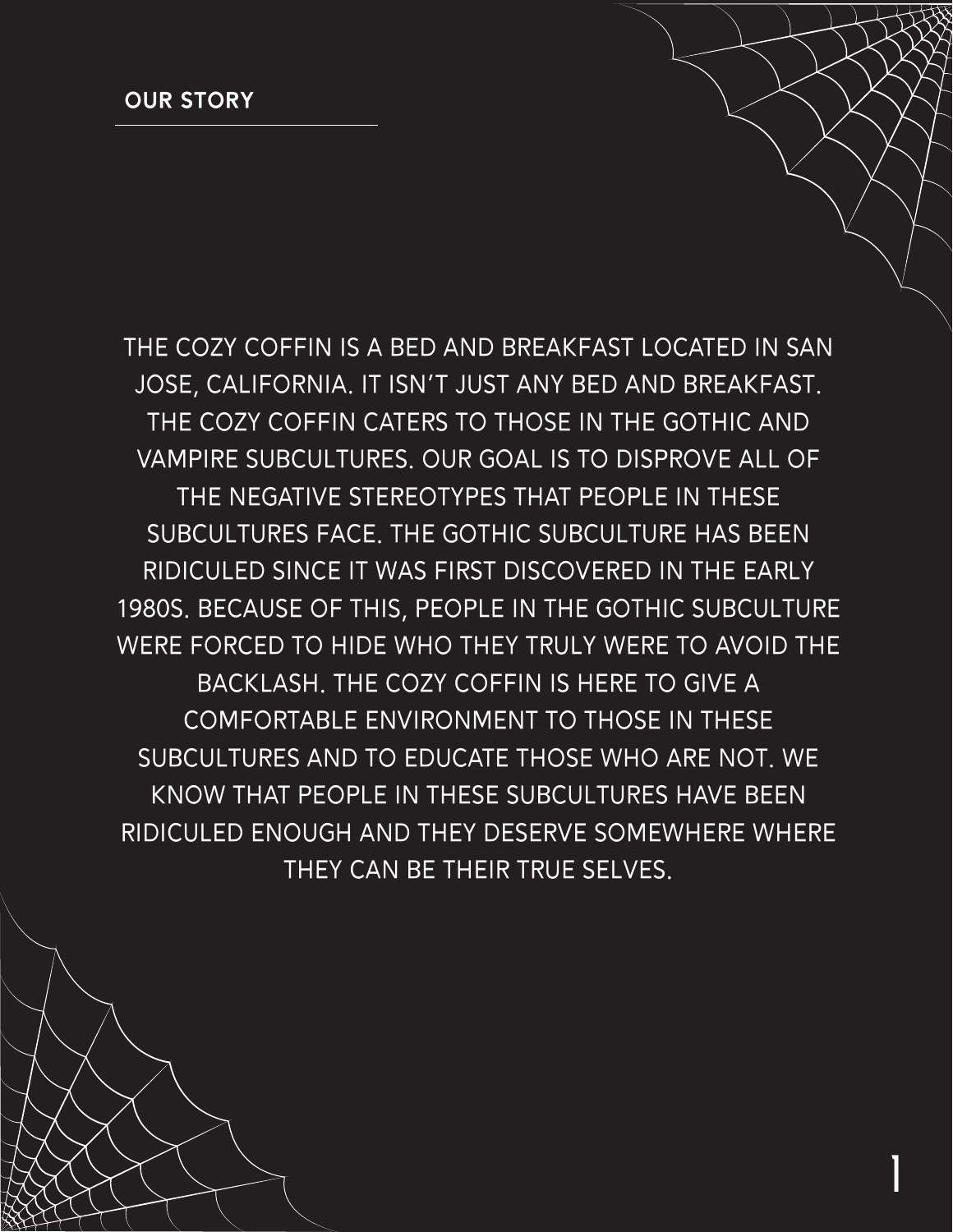## OUR STORY

THE COZY COFFIN IS A BED AND BREAKFAST LOCATED IN SAN JOSE, CALIFORNIA. IT ISN'T JUST ANY BED AND BREAKFAST. THE COZY COFFIN CATERS TO THOSE IN THE GOTHIC AND VAMPIRE SUBCULTURES. OUR GOAL IS TO DISPROVE ALL OF THE NEGATIVE STEREOTYPES THAT PEOPLE IN THESE SUBCULTURES FACE. THE GOTHIC SUBCULTURE HAS BEEN RIDICULED SINCE IT WAS FIRST DISCOVERED IN THE EARLY 1980S. BECAUSE OF THIS, PEOPLE IN THE GOTHIC SUBCULTURE WERE FORCED TO HIDE WHO THEY TRULY WERE TO AVOID THE BACKLASH. THE COZY COFFIN IS HERE TO GIVE A COMFORTABLE ENVIRONMENT TO THOSE IN THESE SUBCULTURES AND TO EDUCATE THOSE WHO ARE NOT. WE KNOW THAT PEOPLE IN THESE SUBCULTURES HAVE BEEN RIDICULED ENOUGH AND THEY DESERVE SOMEWHERE WHERE THEY CAN BE THEIR TRUE SELVES.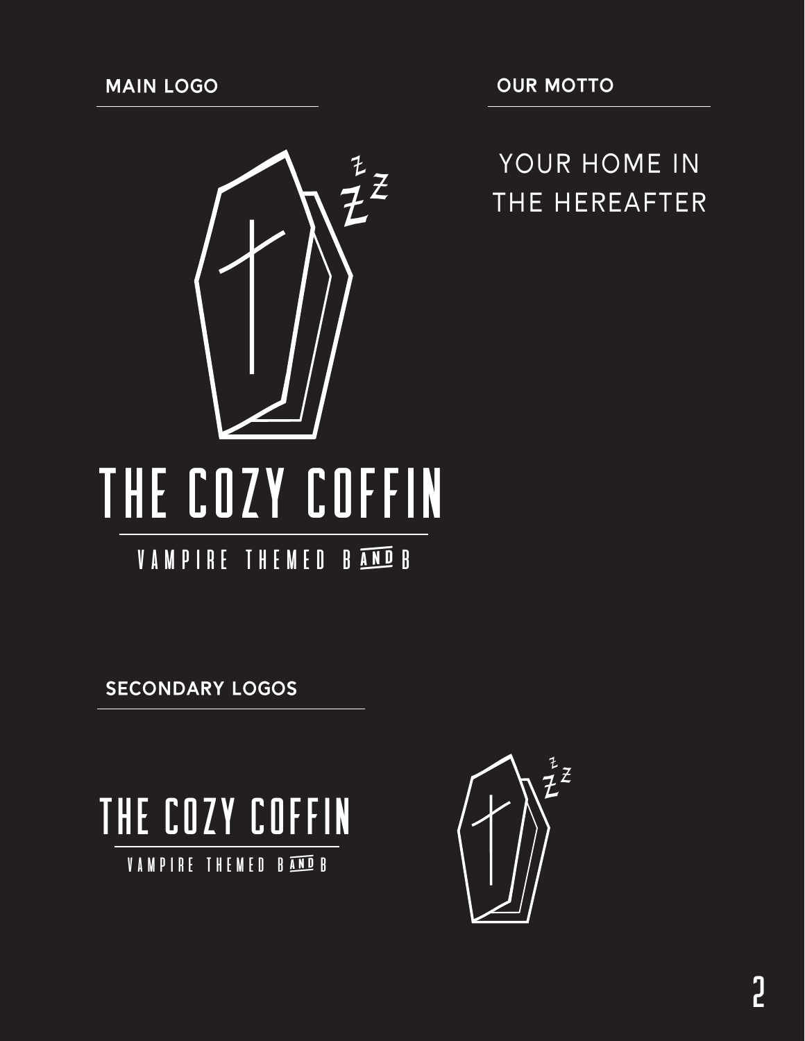## MAIN LOGO

THE COZY COFFIN

VAMPIRE THEMED B AND B

## OUR MOTTO

YOUR HOME IN THE HEREAFTER

## SECONDARY LOGOS

THE COZY COFFIN

VAMPIRE THEMED B AND B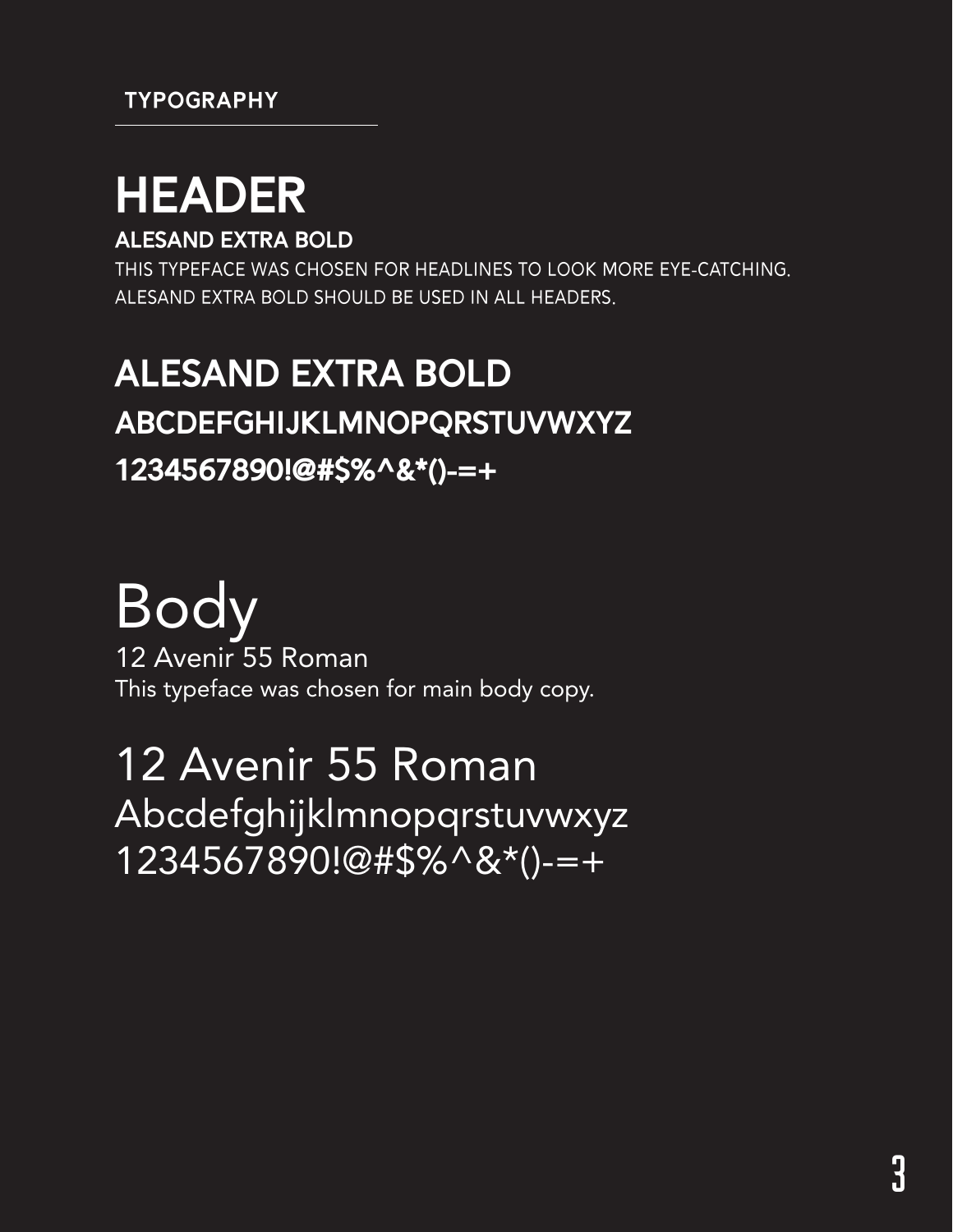**TYPOGRAPHY**

# HEADER

**ALESAND EXTRA BOLD**

THIS TYPEFACE WAS CHOSEN FOR HEADLINES TO LOOK MORE EYE-CATCHING. ALESAND EXTRA BOLD SHOULD BE USED IN ALL HEADERS.

## ALESAND EXTRA BOLD

**ABCDEFGHIJKLMNOPQRSTUVWXYZ**

**1234567890!@#$%^&*()-=+**

# Body

12 Avenir 55 Roman

This typeface was chosen for main body copy.

## 12 Avenir 55 Roman

Abcdefghijklmnopqrstuvwxyz

1234567890!@#$%^&*()-=+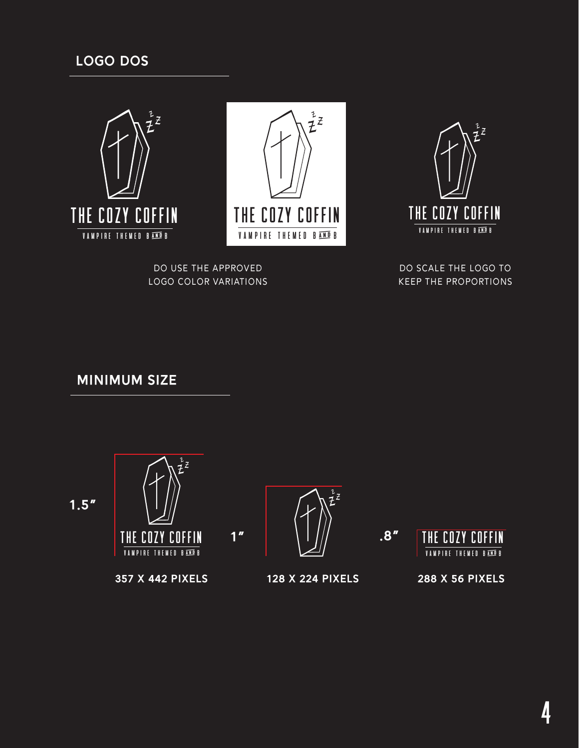## LOGO DOS

THE COZY COFFIN
VAMPIRE THEMED B AND B

THE COZY COFFIN
VAMPIRE THEMED B AND B

THE COZY COFFIN
VAMPIRE THEMED B AND B

DO USE THE APPROVED LOGO COLOR VARIATIONS

DO SCALE THE LOGO TO KEEP THE PROPORTIONS

## MINIMUM SIZE

1.5″

THE COZY COFFIN
VAMPIRE THEMED B AND B

357 X 442 PIXELS

1″

128 X 224 PIXELS

.8″

THE COZY COFFIN
VAMPIRE THEMED B AND B

288 X 56 PIXELS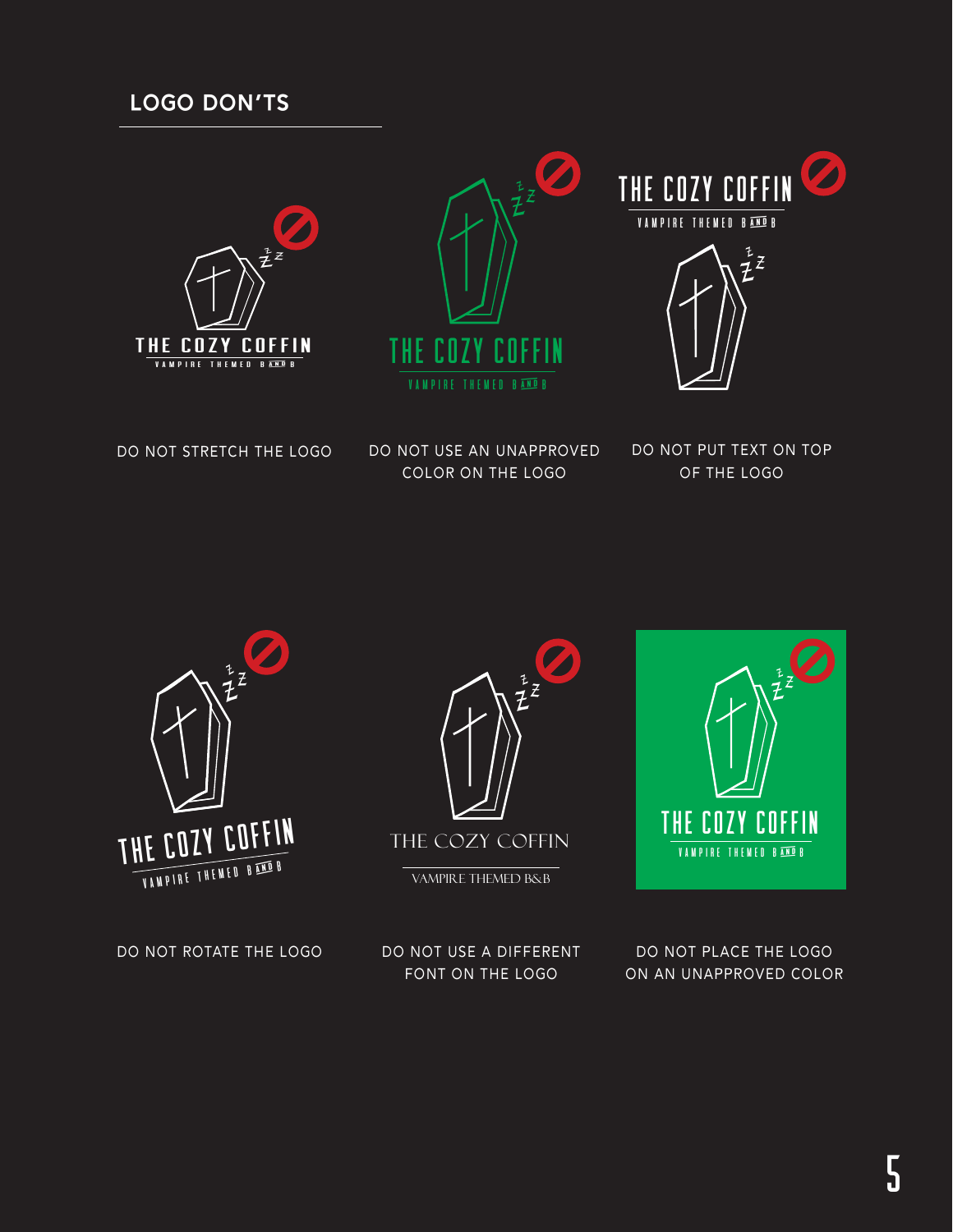## LOGO DON'TS

DO NOT STRETCH THE LOGO

DO NOT USE AN UNAPPROVED COLOR ON THE LOGO

DO NOT PUT TEXT ON TOP OF THE LOGO

DO NOT ROTATE THE LOGO

DO NOT USE A DIFFERENT FONT ON THE LOGO

DO NOT PLACE THE LOGO ON AN UNAPPROVED COLOR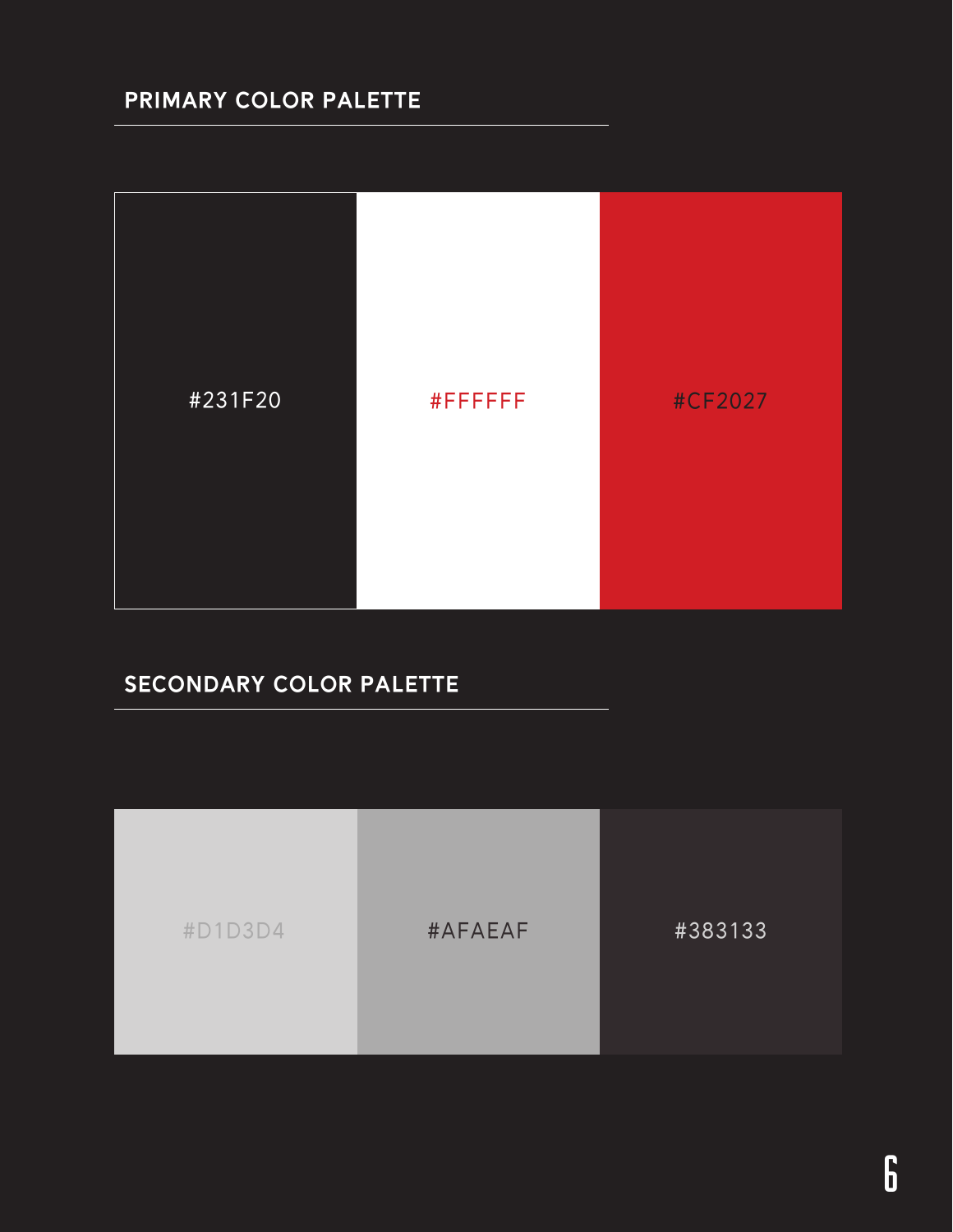## PRIMARY COLOR PALETTE

#231F20

#FFFFFF

#CF2027

## SECONDARY COLOR PALETTE

#D1D3D4

#AFAEAF

#383133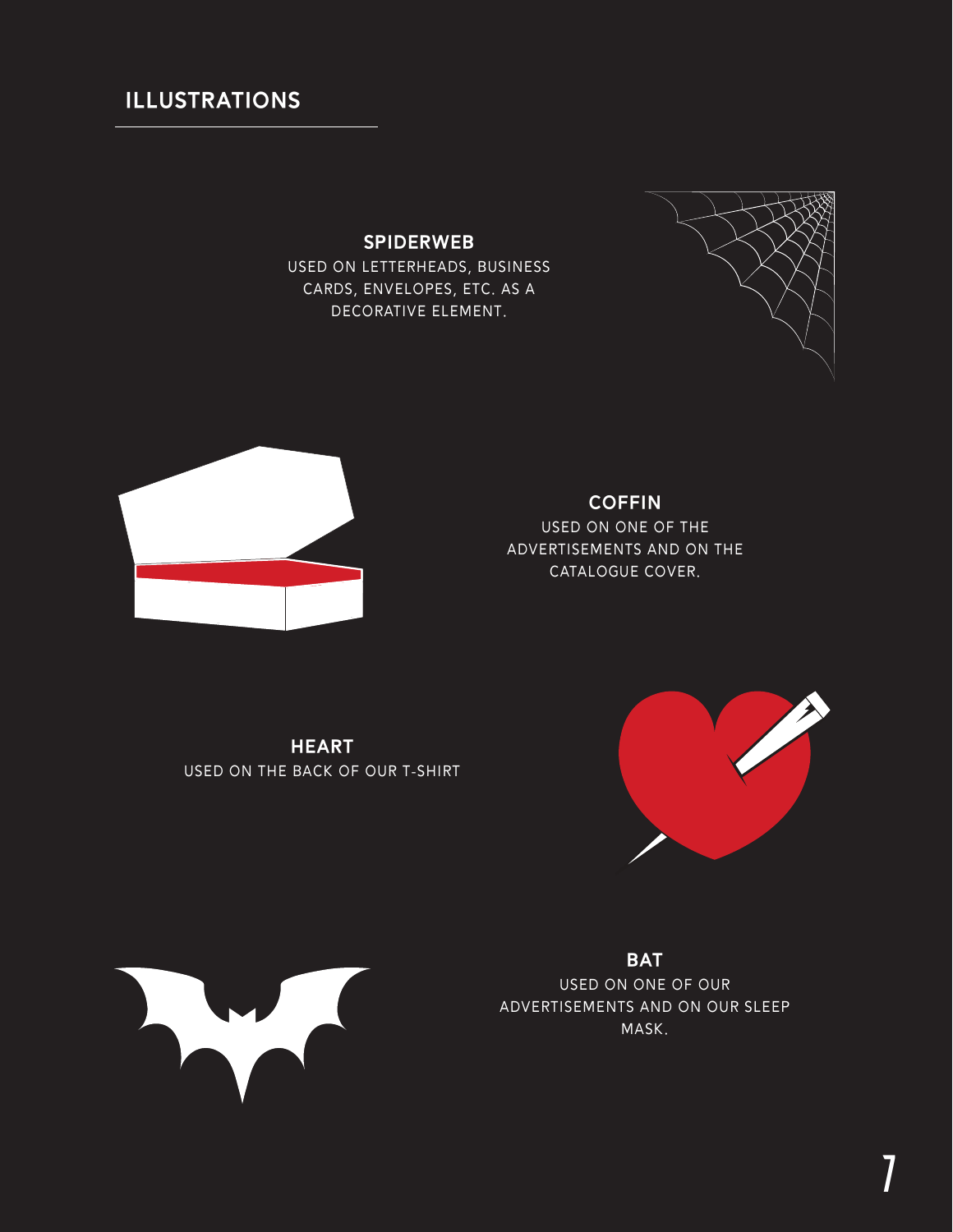## ILLUSTRATIONS

### SPIDERWEB

USED ON LETTERHEADS, BUSINESS CARDS, ENVELOPES, ETC. AS A DECORATIVE ELEMENT.

### COFFIN

USED ON ONE OF THE ADVERTISEMENTS AND ON THE CATALOGUE COVER.

### HEART

USED ON THE BACK OF OUR T-SHIRT

### BAT

USED ON ONE OF OUR ADVERTISEMENTS AND ON OUR SLEEP MASK.